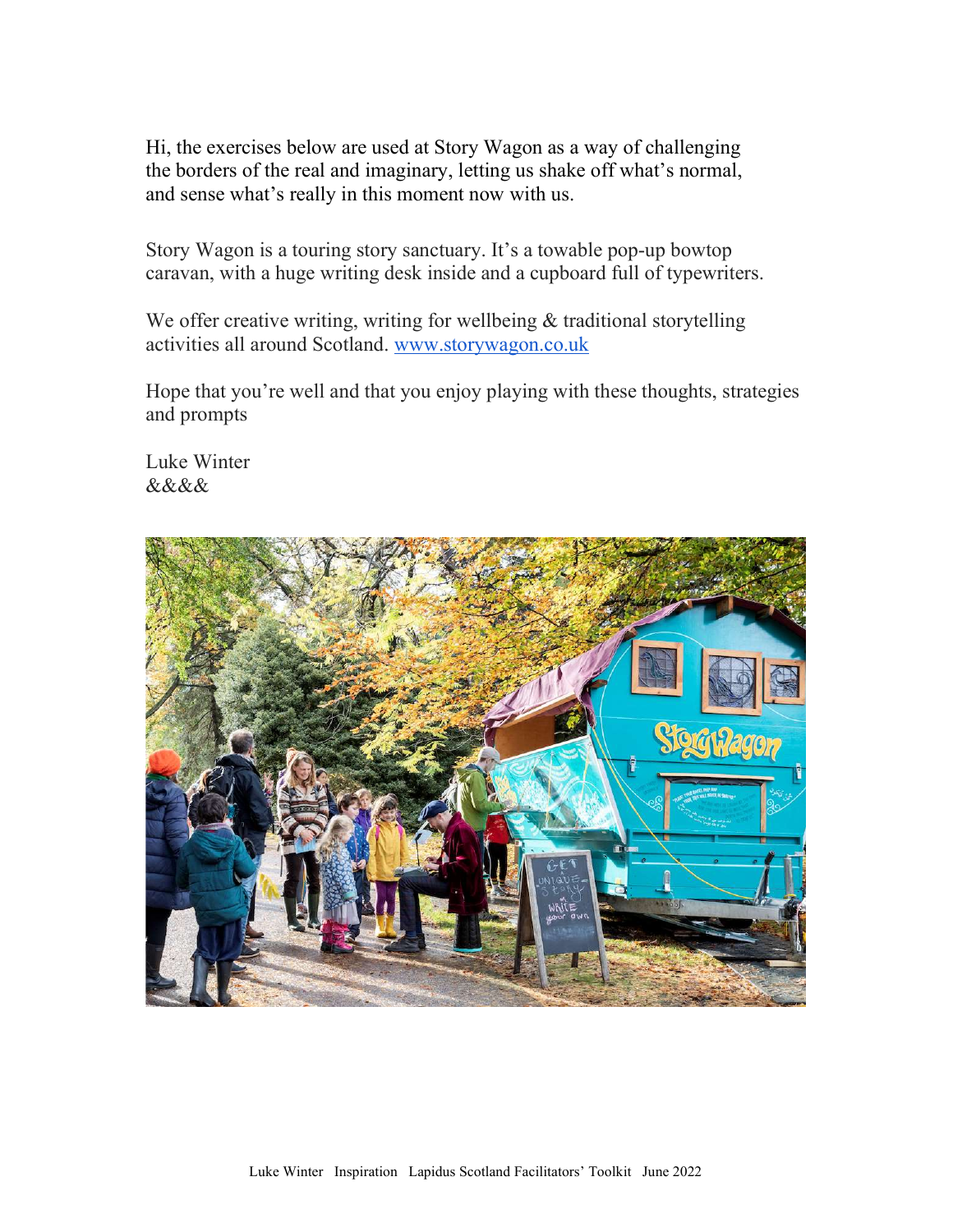Hi, the exercises below are used at Story Wagon as a way of challenging the borders of the real and imaginary, letting us shake off what's normal, and sense what's really in this moment now with us.

Story Wagon is a touring story sanctuary. It's a towable pop-up bowtop caravan, with a huge writing desk inside and a cupboard full of typewriters.

We offer creative writing, writing for wellbeing & traditional storytelling activities all around Scotland. [www.storywagon.co.uk](http://www.storywagon.co.uk)

Hope that you're well and that you enjoy playing with these thoughts, strategies and prompts

Luke Winter
&&&&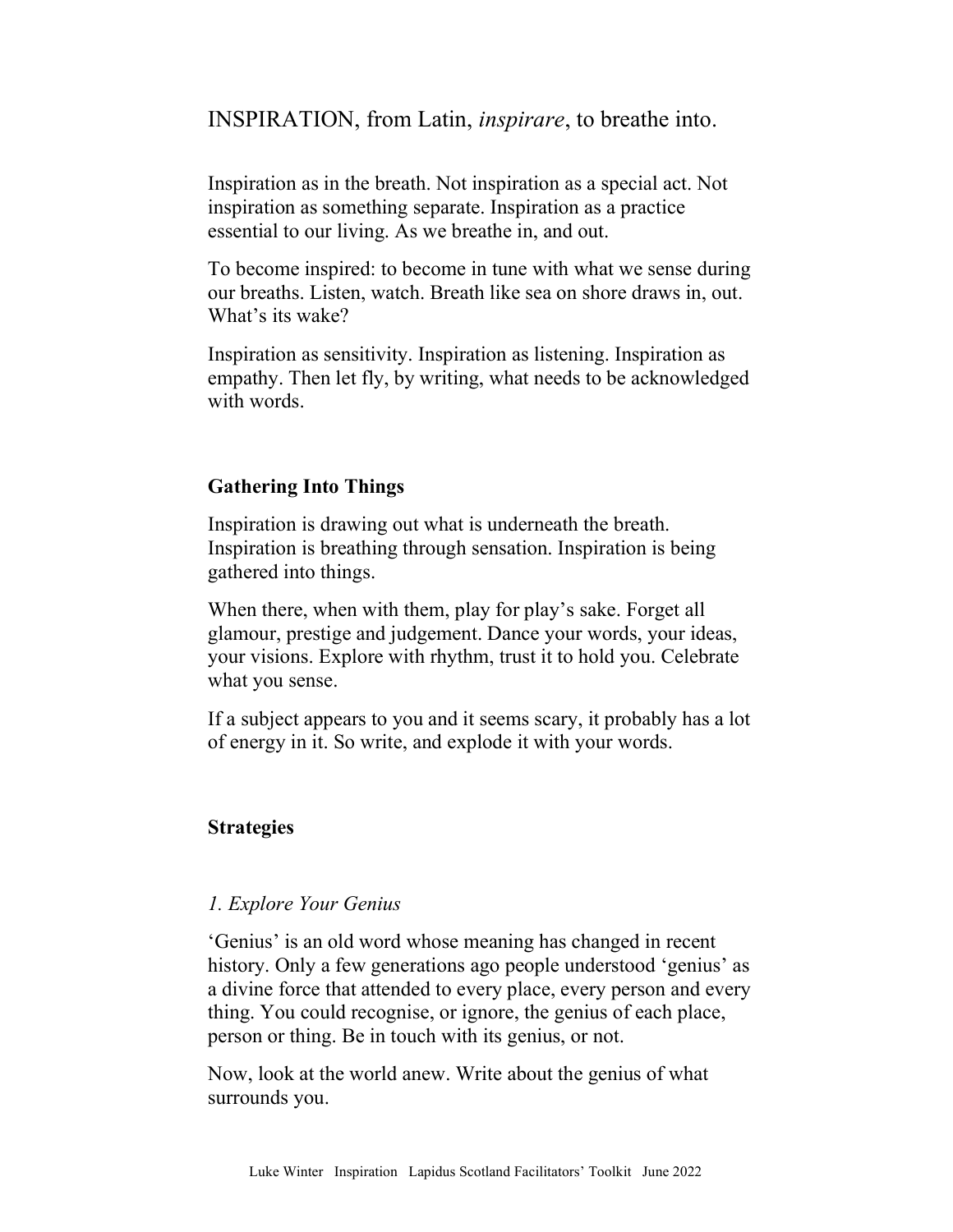# INSPIRATION, from Latin, *inspirare*, to breathe into.

Inspiration as in the breath. Not inspiration as a special act. Not inspiration as something separate. Inspiration as a practice essential to our living. As we breathe in, and out.

To become inspired: to become in tune with what we sense during our breaths. Listen, watch. Breath like sea on shore draws in, out. What's its wake?

Inspiration as sensitivity. Inspiration as listening. Inspiration as empathy. Then let fly, by writing, what needs to be acknowledged with words.

## Gathering Into Things

Inspiration is drawing out what is underneath the breath. Inspiration is breathing through sensation. Inspiration is being gathered into things.

When there, when with them, play for play's sake. Forget all glamour, prestige and judgement. Dance your words, your ideas, your visions. Explore with rhythm, trust it to hold you. Celebrate what you sense.

If a subject appears to you and it seems scary, it probably has a lot of energy in it. So write, and explode it with your words.

## Strategies

### *1. Explore Your Genius*

'Genius' is an old word whose meaning has changed in recent history. Only a few generations ago people understood 'genius' as a divine force that attended to every place, every person and every thing. You could recognise, or ignore, the genius of each place, person or thing. Be in touch with its genius, or not.

Now, look at the world anew. Write about the genius of what surrounds you.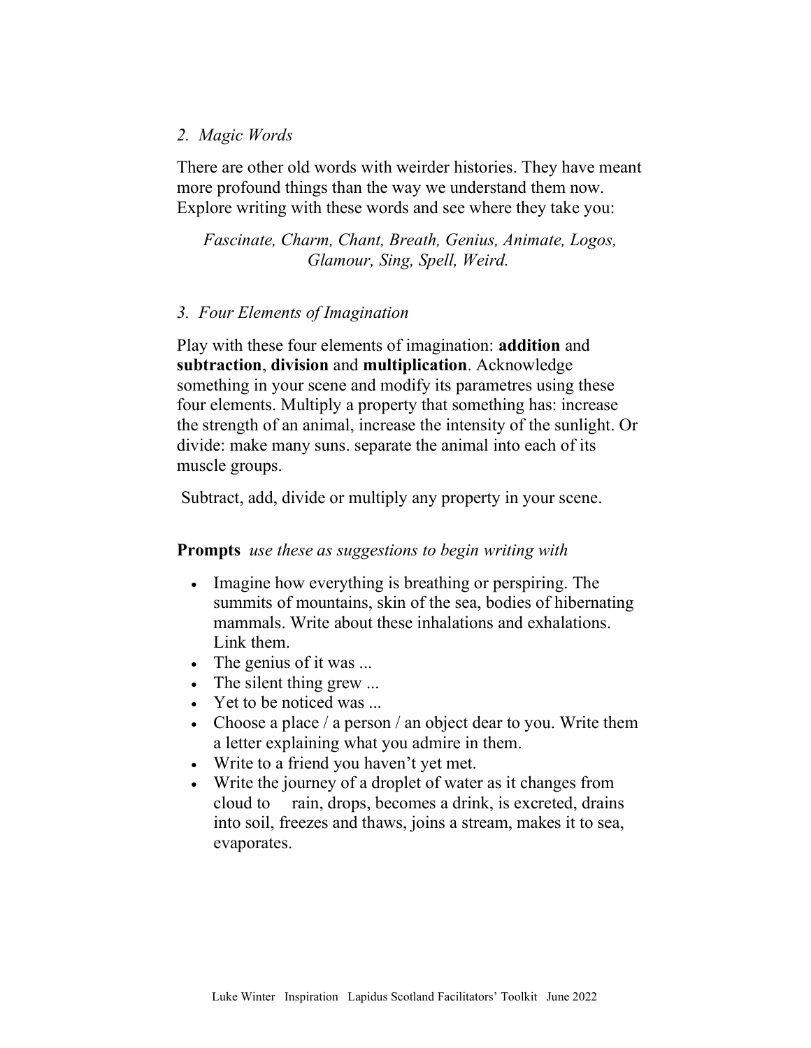### *2. Magic Words*

There are other old words with weirder histories. They have meant more profound things than the way we understand them now. Explore writing with these words and see where they take you:

*Fascinate, Charm, Chant, Breath, Genius, Animate, Logos, Glamour, Sing, Spell, Weird.*

### *3. Four Elements of Imagination*

Play with these four elements of imagination: **addition** and **subtraction**, **division** and **multiplication**. Acknowledge something in your scene and modify its parametres using these four elements. Multiply a property that something has: increase the strength of an animal, increase the intensity of the sunlight. Or divide: make many suns. separate the animal into each of its muscle groups.

Subtract, add, divide or multiply any property in your scene.

**Prompts** *use these as suggestions to begin writing with*

- Imagine how everything is breathing or perspiring. The summits of mountains, skin of the sea, bodies of hibernating mammals. Write about these inhalations and exhalations. Link them.
- The genius of it was ...
- The silent thing grew ...
- Yet to be noticed was ...
- Choose a place / a person / an object dear to you. Write them a letter explaining what you admire in them.
- Write to a friend you haven't yet met.
- Write the journey of a droplet of water as it changes from cloud to rain, drops, becomes a drink, is excreted, drains into soil, freezes and thaws, joins a stream, makes it to sea, evaporates.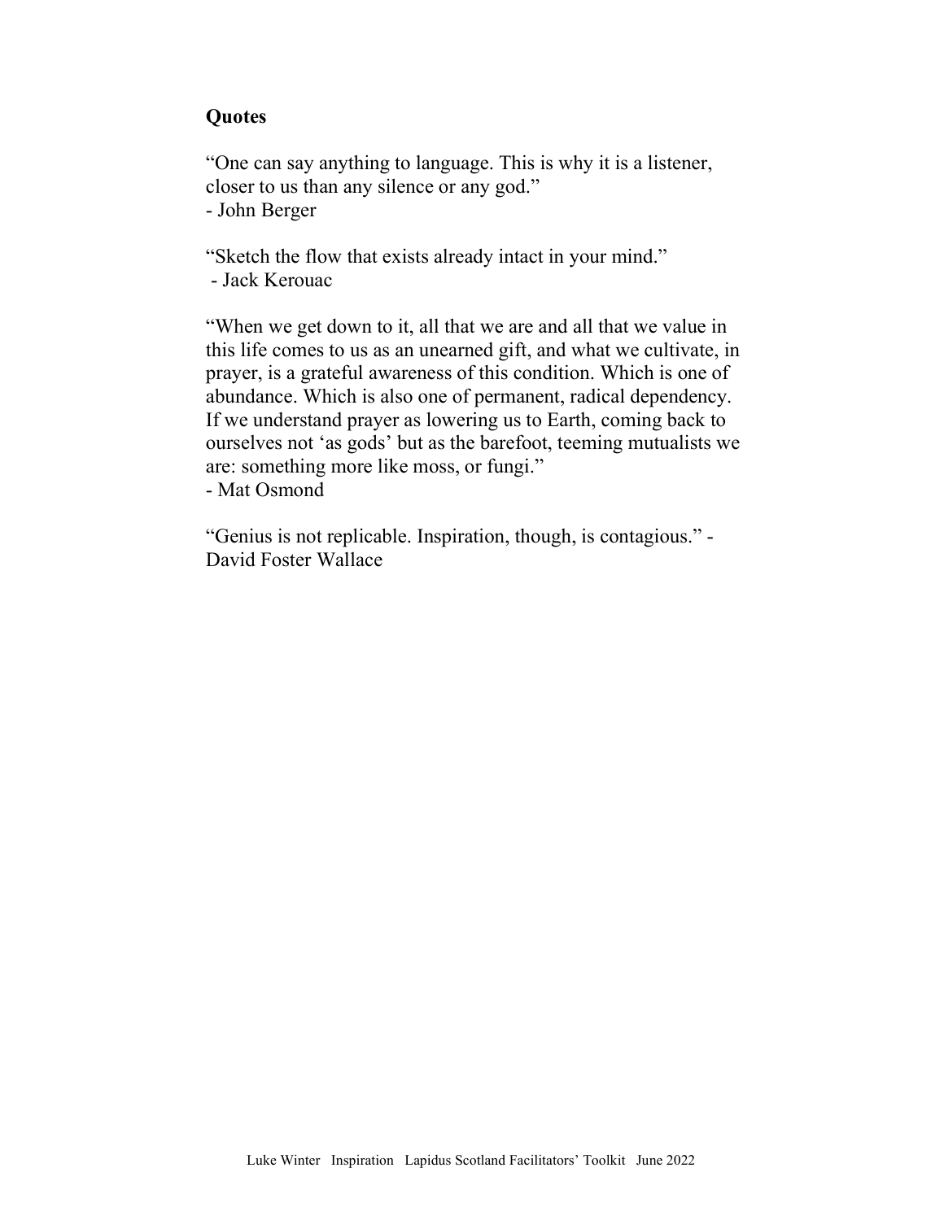**Quotes**

"One can say anything to language. This is why it is a listener, closer to us than any silence or any god."
- John Berger

"Sketch the flow that exists already intact in your mind."
- Jack Kerouac

"When we get down to it, all that we are and all that we value in this life comes to us as an unearned gift, and what we cultivate, in prayer, is a grateful awareness of this condition. Which is one of abundance. Which is also one of permanent, radical dependency. If we understand prayer as lowering us to Earth, coming back to ourselves not 'as gods' but as the barefoot, teeming mutualists we are: something more like moss, or fungi."
- Mat Osmond

"Genius is not replicable. Inspiration, though, is contagious." - David Foster Wallace